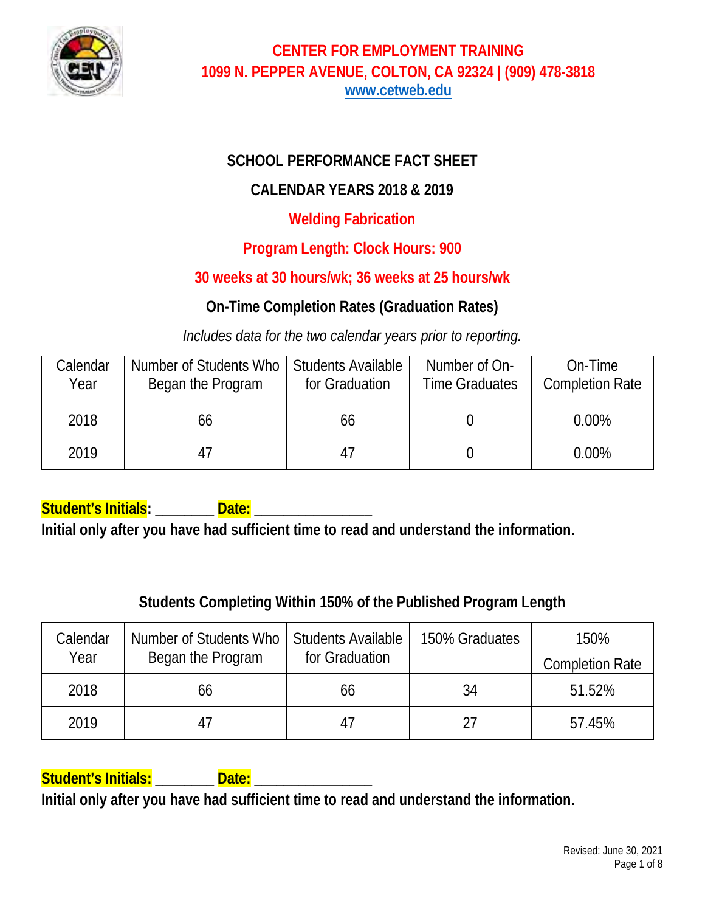# CENTER FOR EMPLOYMENT TRAINING

**1099 N. PEPPER AVENUE, COLTON, CA 92324 | (909) 478-3818**

**www.cetweb.edu**

## SCHOOL PERFORMANCE FACT SHEET

## CALENDAR YEARS 2018 & 2019

## Welding Fabrication

## Program Length: Clock Hours: 900

## 30 weeks at 30 hours/wk; 36 weeks at 25 hours/wk

### On-Time Completion Rates (Graduation Rates)

*Includes data for the two calendar years prior to reporting.*

| Calendar Year | Number of Students Who Began the Program | Students Available for Graduation | Number of On-Time Graduates | On-Time Completion Rate |
|---|---|---|---|---|
| 2018 | 66 | 66 | 0 | 0.00% |
| 2019 | 47 | 47 | 0 | 0.00% |

**Student's Initials: _______ Date: _______________**

**Initial only after you have had sufficient time to read and understand the information.**

### Students Completing Within 150% of the Published Program Length

| Calendar Year | Number of Students Who Began the Program | Students Available for Graduation | 150% Graduates | 150% Completion Rate |
|---|---|---|---|---|
| 2018 | 66 | 66 | 34 | 51.52% |
| 2019 | 47 | 47 | 27 | 57.45% |

**Student's Initials: _______ Date: _______________**

**Initial only after you have had sufficient time to read and understand the information.**

Revised: June 30, 2021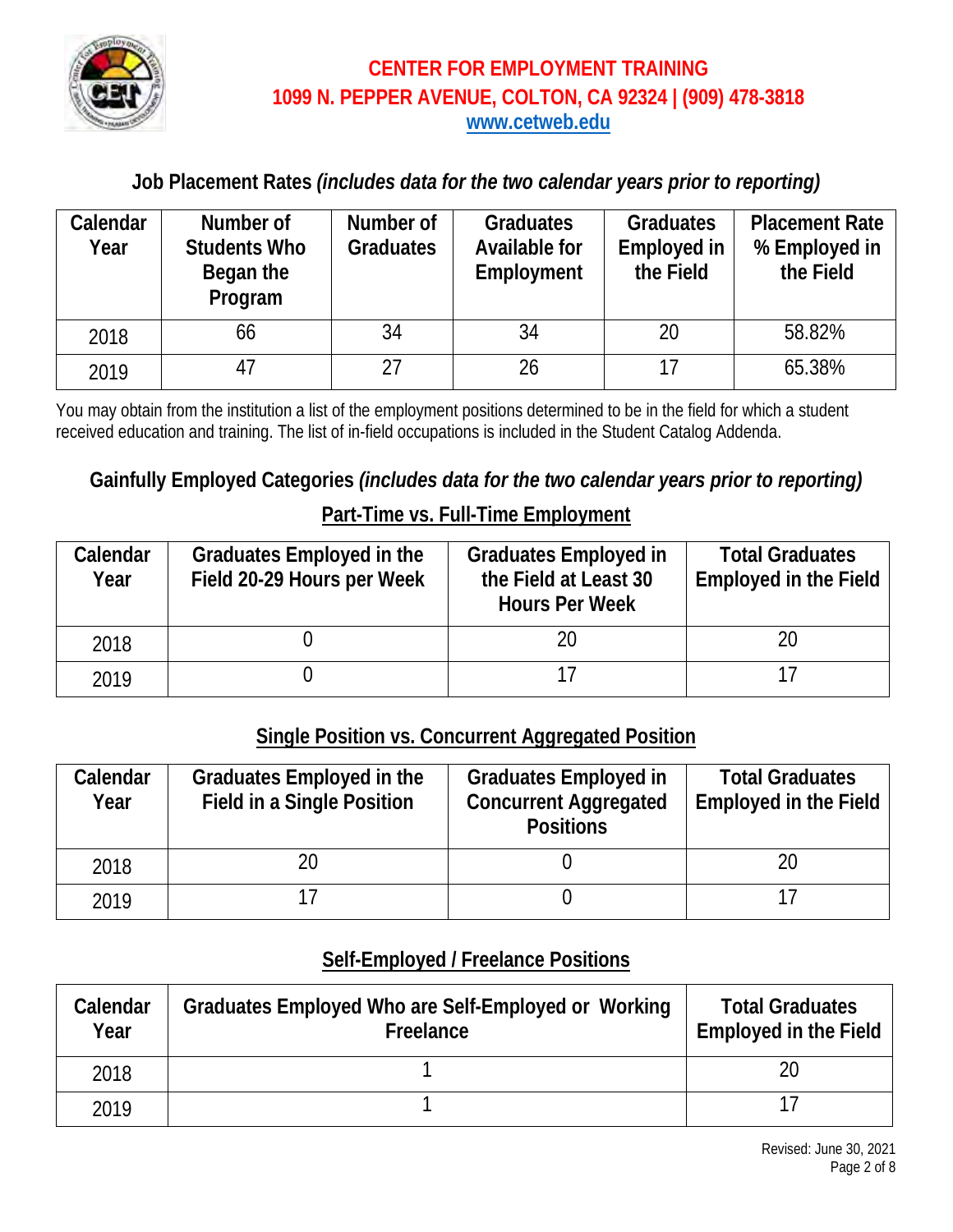# CENTER FOR EMPLOYMENT TRAINING

**1099 N. PEPPER AVENUE, COLTON, CA 92324 | (909) 478-3818**

**www.cetweb.edu**

## Job Placement Rates *(includes data for the two calendar years prior to reporting)*

| Calendar Year | Number of Students Who Began the Program | Number of Graduates | Graduates Available for Employment | Graduates Employed in the Field | Placement Rate % Employed in the Field |
|---|---|---|---|---|---|
| 2018 | 66 | 34 | 34 | 20 | 58.82% |
| 2019 | 47 | 27 | 26 | 17 | 65.38% |

You may obtain from the institution a list of the employment positions determined to be in the field for which a student received education and training. The list of in-field occupations is included in the Student Catalog Addenda.

## Gainfully Employed Categories *(includes data for the two calendar years prior to reporting)*

### Part-Time vs. Full-Time Employment

| Calendar Year | Graduates Employed in the Field 20-29 Hours per Week | Graduates Employed in the Field at Least 30 Hours Per Week | Total Graduates Employed in the Field |
|---|---|---|---|
| 2018 | 0 | 20 | 20 |
| 2019 | 0 | 17 | 17 |

### Single Position vs. Concurrent Aggregated Position

| Calendar Year | Graduates Employed in the Field in a Single Position | Graduates Employed in Concurrent Aggregated Positions | Total Graduates Employed in the Field |
|---|---|---|---|
| 2018 | 20 | 0 | 20 |
| 2019 | 17 | 0 | 17 |

### Self-Employed / Freelance Positions

| Calendar Year | Graduates Employed Who are Self-Employed or Working Freelance | Total Graduates Employed in the Field |
|---|---|---|
| 2018 | 1 | 20 |
| 2019 | 1 | 17 |

Revised: June 30, 2021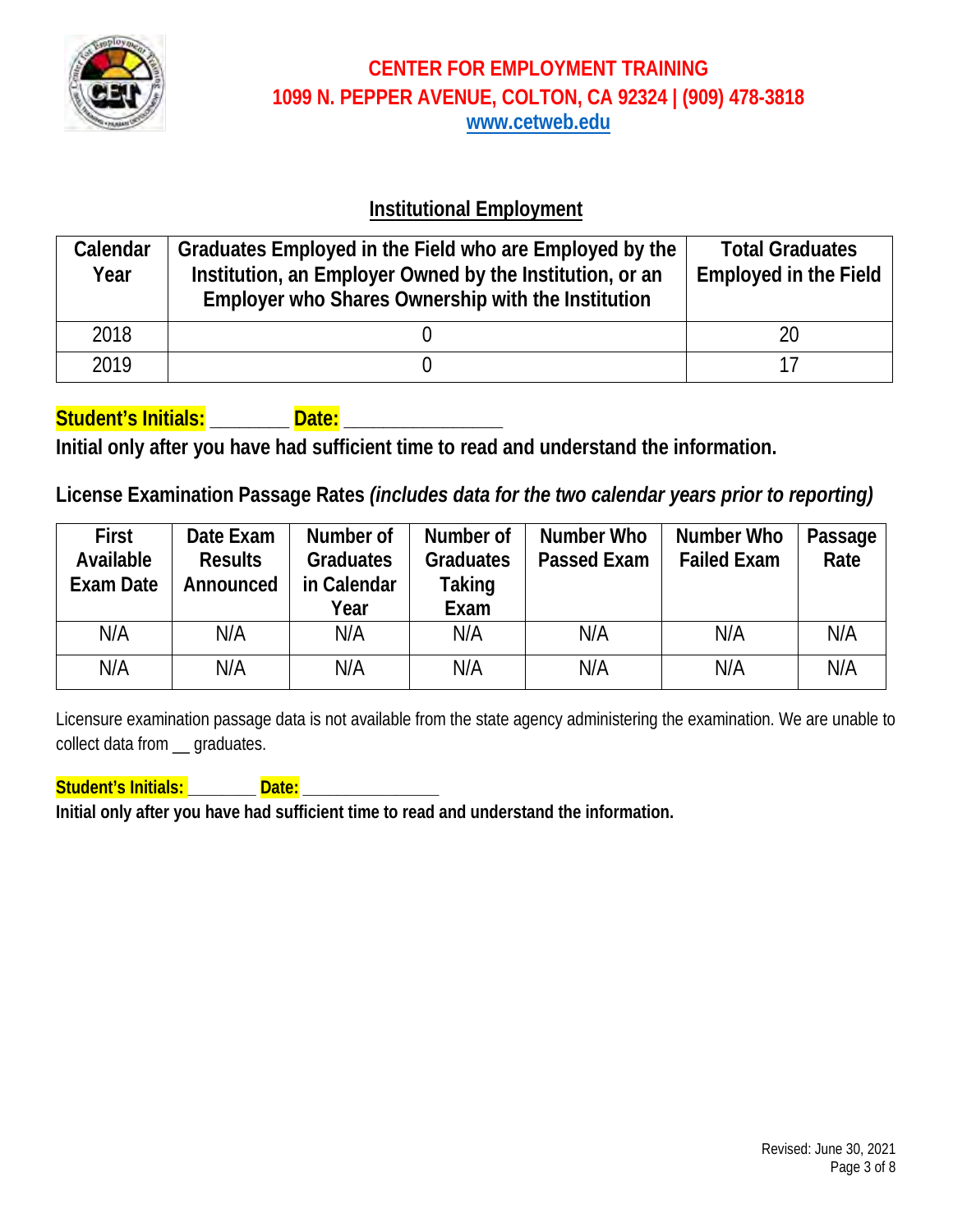# CENTER FOR EMPLOYMENT TRAINING

**1099 N. PEPPER AVENUE, COLTON, CA 92324 | (909) 478-3818**

**www.cetweb.edu**

## Institutional Employment

| Calendar Year | Graduates Employed in the Field who are Employed by the Institution, an Employer Owned by the Institution, or an Employer who Shares Ownership with the Institution | Total Graduates Employed in the Field |
|---|---|---|
| 2018 | 0 | 20 |
| 2019 | 0 | 17 |

**Student's Initials:** _______ **Date:** _______________

**Initial only after you have had sufficient time to read and understand the information.**

**License Examination Passage Rates** ***(includes data for the two calendar years prior to reporting)***

| First Available Exam Date | Date Exam Results Announced | Number of Graduates in Calendar Year | Number of Graduates Taking Exam | Number Who Passed Exam | Number Who Failed Exam | Passage Rate |
|---|---|---|---|---|---|---|
| N/A | N/A | N/A | N/A | N/A | N/A | N/A |
| N/A | N/A | N/A | N/A | N/A | N/A | N/A |

Licensure examination passage data is not available from the state agency administering the examination. We are unable to collect data from __ graduates.

**Student's Initials:** _______ **Date:** _______________

**Initial only after you have had sufficient time to read and understand the information.**

Revised: June 30, 2021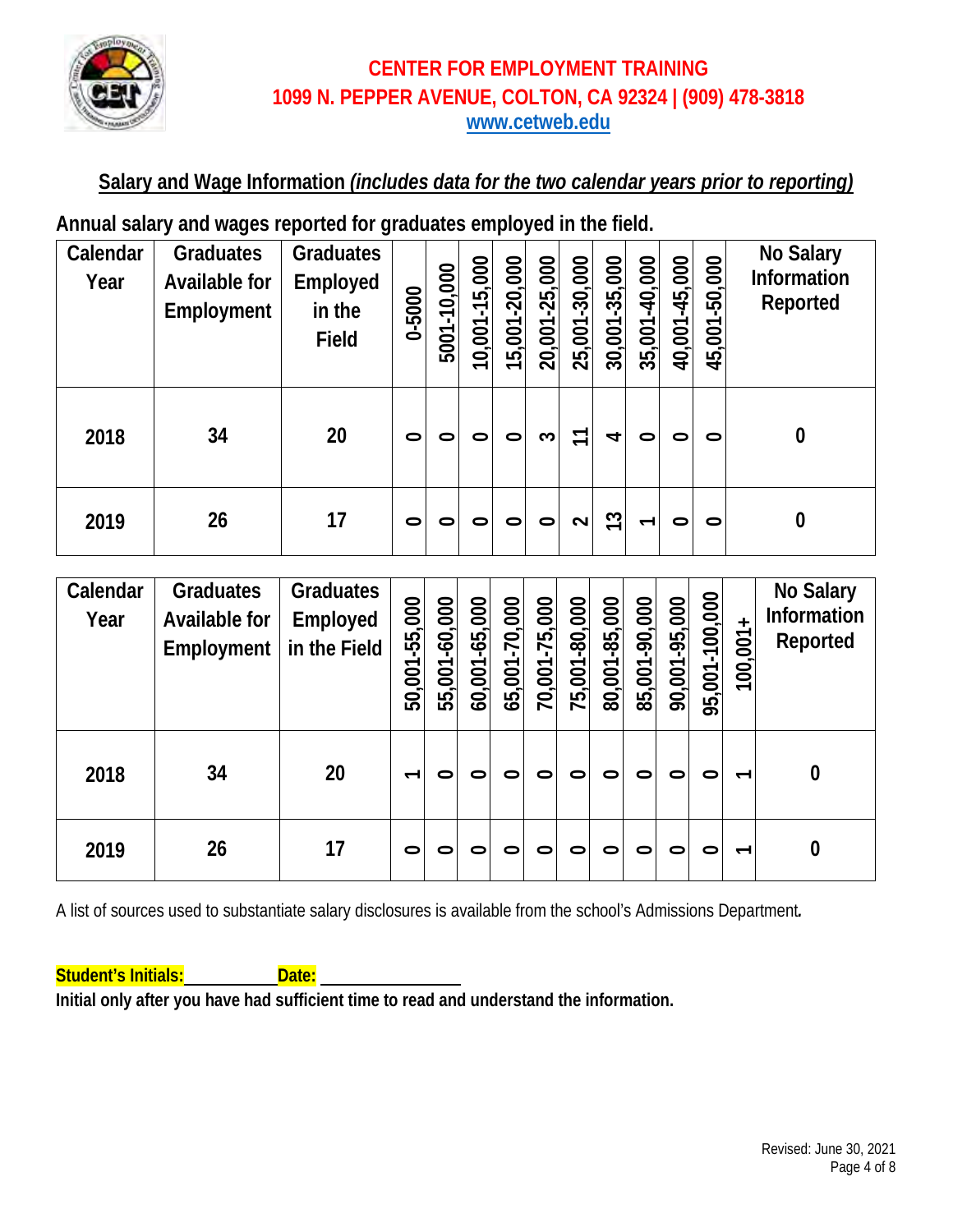# CENTER FOR EMPLOYMENT TRAINING

**1099 N. PEPPER AVENUE, COLTON, CA 92324 | (909) 478-3818**

**www.cetweb.edu**

## Salary and Wage Information *(includes data for the two calendar years prior to reporting)*

**Annual salary and wages reported for graduates employed in the field.**

| Calendar Year | Graduates Available for Employment | Graduates Employed in the Field | 0-5000 | 5001-10,000 | 10,001-15,000 | 15,001-20,000 | 20,001-25,000 | 25,001-30,000 | 30,001-35,000 | 35,001-40,000 | 40,001-45,000 | 45,001-50,000 | No Salary Information Reported |
|---|---|---|---|---|---|---|---|---|---|---|---|---|---|
| 2018 | 34 | 20 | 0 | 0 | 0 | 0 | 3 | 11 | 4 | 0 | 0 | 0 | 0 |
| 2019 | 26 | 17 | 0 | 0 | 0 | 0 | 0 | 2 | 13 | 1 | 0 | 0 | 0 |

| Calendar Year | Graduates Available for Employment | Graduates Employed in the Field | 50,001-55,000 | 55,001-60,000 | 60,001-65,000 | 65,001-70,000 | 70,001-75,000 | 75,001-80,000 | 80,001-85,000 | 85,001-90,000 | 90,001-95,000 | 95,001-100,000 | 100,001+ | No Salary Information Reported |
|---|---|---|---|---|---|---|---|---|---|---|---|---|---|---|
| 2018 | 34 | 20 | 1 | 0 | 0 | 0 | 0 | 0 | 0 | 0 | 0 | 0 | 1 | 0 |
| 2019 | 26 | 17 | 0 | 0 | 0 | 0 | 0 | 0 | 0 | 0 | 0 | 0 | 1 | 0 |

A list of sources used to substantiate salary disclosures is available from the school's Admissions Department.

**Student's Initials:**\_\_\_\_\_\_\_\_\_\_ **Date:** \_\_\_\_\_\_\_\_\_\_\_\_\_\_

**Initial only after you have had sufficient time to read and understand the information.**

Revised: June 30, 2021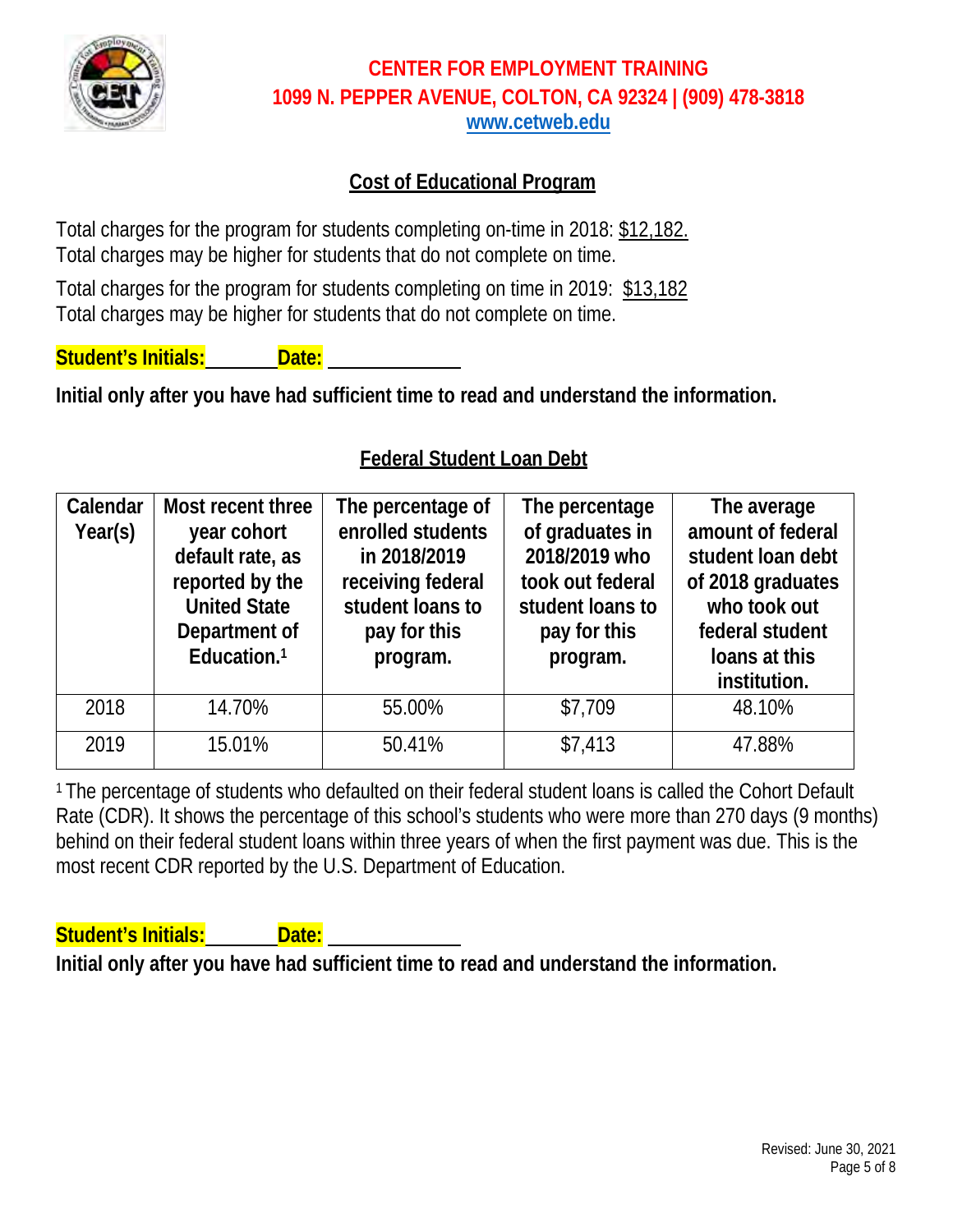**CENTER FOR EMPLOYMENT TRAINING**
**1099 N. PEPPER AVENUE, COLTON, CA 92324 | (909) 478-3818**
**www.cetweb.edu**

## Cost of Educational Program

Total charges for the program for students completing on-time in 2018: $12,182.
Total charges may be higher for students that do not complete on time.

Total charges for the program for students completing on time in 2019: $13,182
Total charges may be higher for students that do not complete on time.

**Student's Initials:** ______ **Date:** __________

**Initial only after you have had sufficient time to read and understand the information.**

## Federal Student Loan Debt

| Calendar Year(s) | Most recent three year cohort default rate, as reported by the United State Department of Education.[1] | The percentage of enrolled students in 2018/2019 receiving federal student loans to pay for this program. | The percentage of graduates in 2018/2019 who took out federal student loans to pay for this program. | The average amount of federal student loan debt of 2018 graduates who took out federal student loans at this institution. |
|---|---|---|---|---|
| 2018 | 14.70% | 55.00% | $7,709 | 48.10% |
| 2019 | 15.01% | 50.41% | $7,413 | 47.88% |

[1] The percentage of students who defaulted on their federal student loans is called the Cohort Default Rate (CDR). It shows the percentage of this school's students who were more than 270 days (9 months) behind on their federal student loans within three years of when the first payment was due. This is the most recent CDR reported by the U.S. Department of Education.

**Student's Initials:** ______ **Date:** __________

**Initial only after you have had sufficient time to read and understand the information.**

Revised: June 30, 2021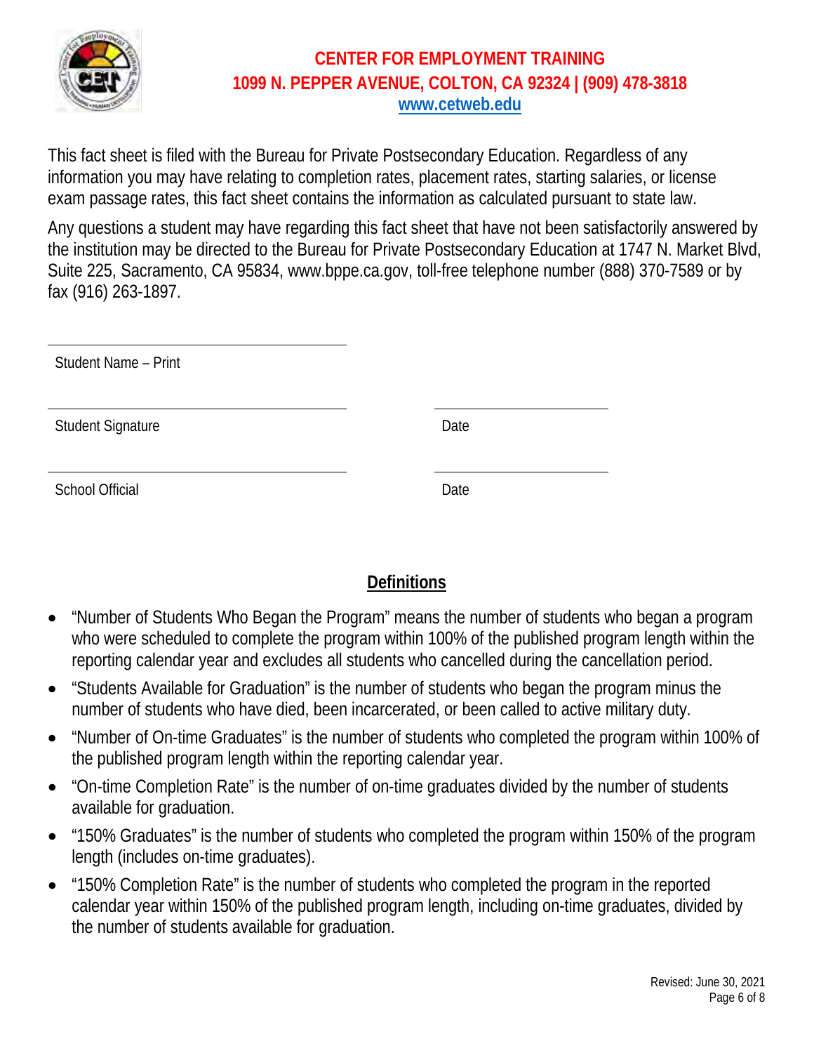**CENTER FOR EMPLOYMENT TRAINING**
**1099 N. PEPPER AVENUE, COLTON, CA 92324 | (909) 478-3818**
**www.cetweb.edu**

This fact sheet is filed with the Bureau for Private Postsecondary Education. Regardless of any information you may have relating to completion rates, placement rates, starting salaries, or license exam passage rates, this fact sheet contains the information as calculated pursuant to state law.

Any questions a student may have regarding this fact sheet that have not been satisfactorily answered by the institution may be directed to the Bureau for Private Postsecondary Education at 1747 N. Market Blvd, Suite 225, Sacramento, CA 95834, www.bppe.ca.gov, toll-free telephone number (888) 370-7589 or by fax (916) 263-1897.

______________________________
Student Name – Print

______________________________ ______________________
Student Signature Date

______________________________ ______________________
School Official Date

## Definitions

- "Number of Students Who Began the Program" means the number of students who began a program who were scheduled to complete the program within 100% of the published program length within the reporting calendar year and excludes all students who cancelled during the cancellation period.
- "Students Available for Graduation" is the number of students who began the program minus the number of students who have died, been incarcerated, or been called to active military duty.
- "Number of On-time Graduates" is the number of students who completed the program within 100% of the published program length within the reporting calendar year.
- "On-time Completion Rate" is the number of on-time graduates divided by the number of students available for graduation.
- "150% Graduates" is the number of students who completed the program within 150% of the program length (includes on-time graduates).
- "150% Completion Rate" is the number of students who completed the program in the reported calendar year within 150% of the published program length, including on-time graduates, divided by the number of students available for graduation.

Revised: June 30, 2021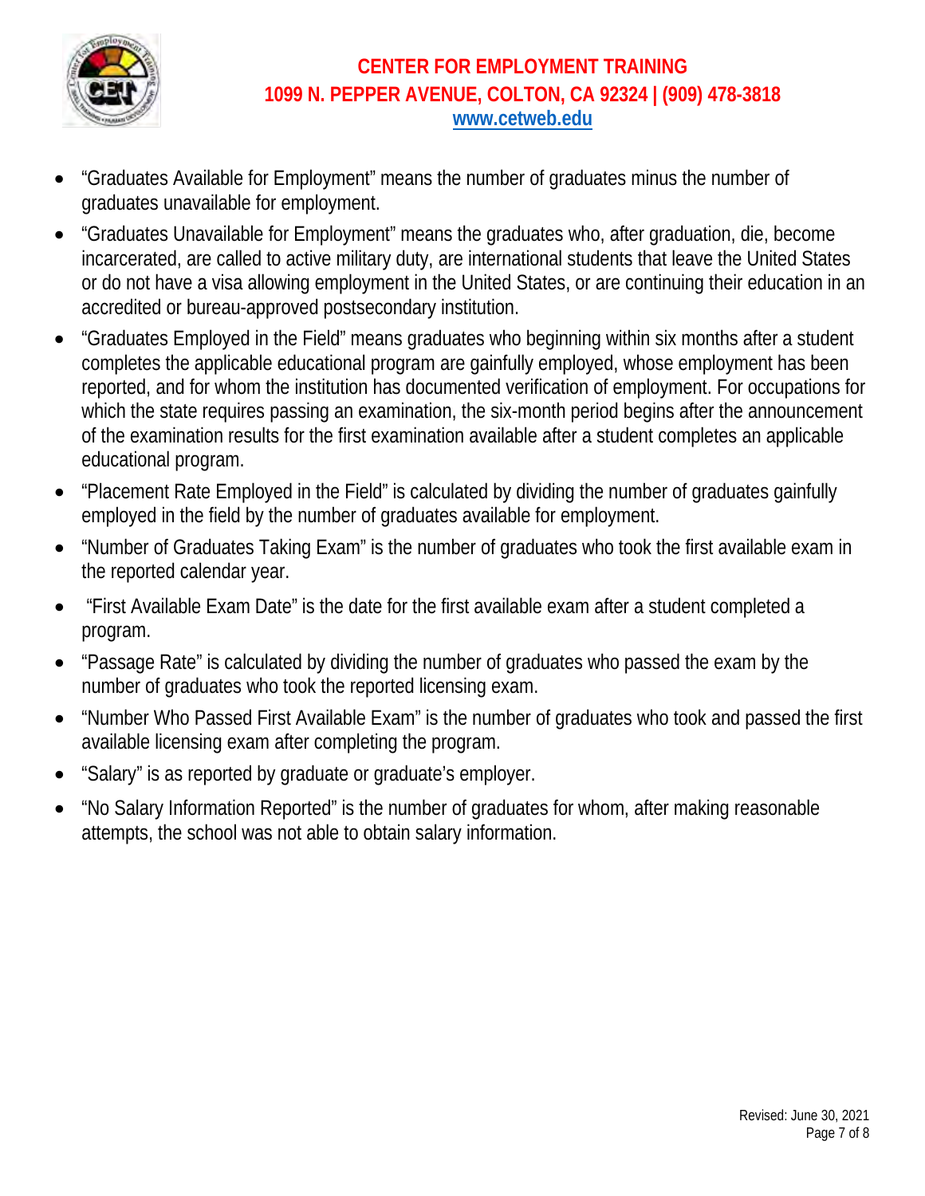- "Graduates Available for Employment" means the number of graduates minus the number of graduates unavailable for employment.
- "Graduates Unavailable for Employment" means the graduates who, after graduation, die, become incarcerated, are called to active military duty, are international students that leave the United States or do not have a visa allowing employment in the United States, or are continuing their education in an accredited or bureau-approved postsecondary institution.
- "Graduates Employed in the Field" means graduates who beginning within six months after a student completes the applicable educational program are gainfully employed, whose employment has been reported, and for whom the institution has documented verification of employment. For occupations for which the state requires passing an examination, the six-month period begins after the announcement of the examination results for the first examination available after a student completes an applicable educational program.
- "Placement Rate Employed in the Field" is calculated by dividing the number of graduates gainfully employed in the field by the number of graduates available for employment.
- "Number of Graduates Taking Exam" is the number of graduates who took the first available exam in the reported calendar year.
- "First Available Exam Date" is the date for the first available exam after a student completed a program.
- "Passage Rate" is calculated by dividing the number of graduates who passed the exam by the number of graduates who took the reported licensing exam.
- "Number Who Passed First Available Exam" is the number of graduates who took and passed the first available licensing exam after completing the program.
- "Salary" is as reported by graduate or graduate's employer.
- "No Salary Information Reported" is the number of graduates for whom, after making reasonable attempts, the school was not able to obtain salary information.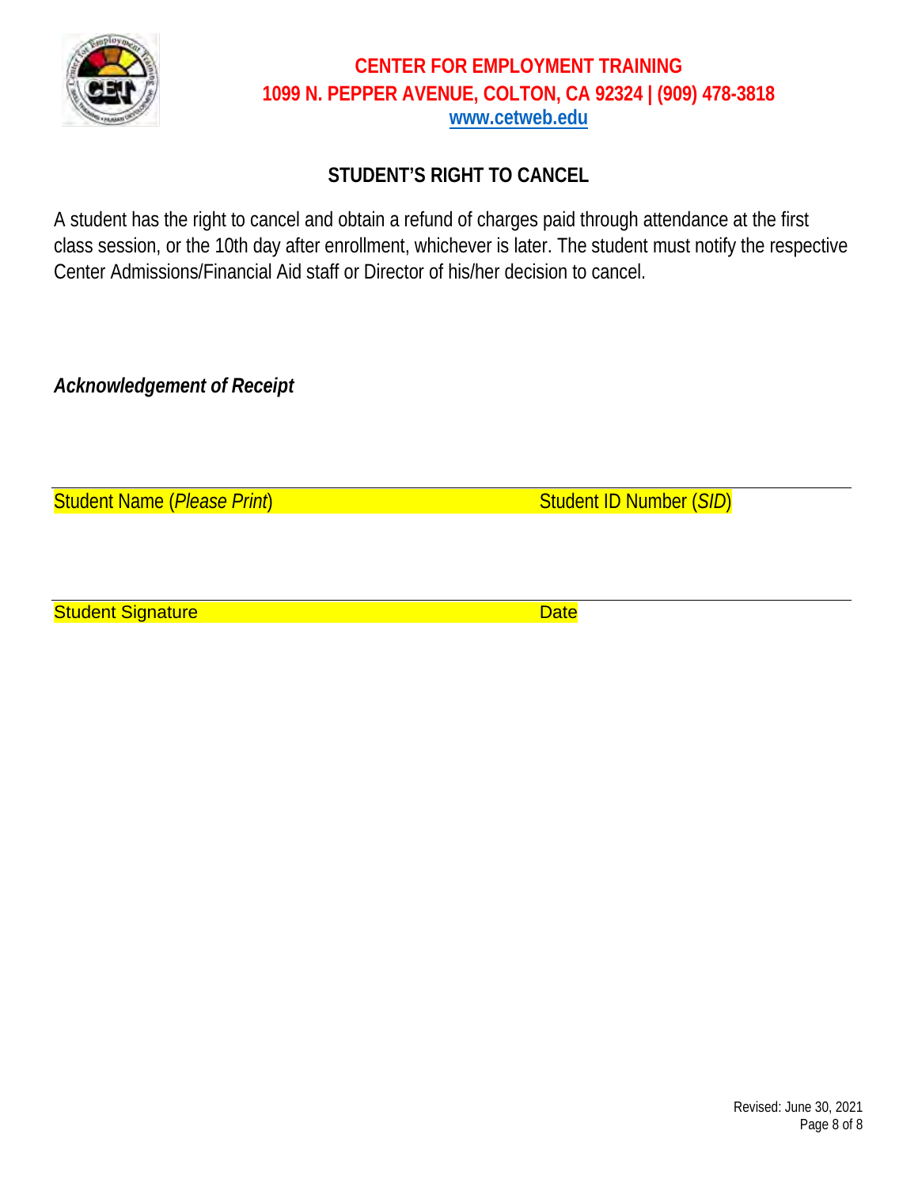**CENTER FOR EMPLOYMENT TRAINING**
**1099 N. PEPPER AVENUE, COLTON, CA 92324 | (909) 478-3818**
**www.cetweb.edu**

## STUDENT'S RIGHT TO CANCEL

A student has the right to cancel and obtain a refund of charges paid through attendance at the first class session, or the 10th day after enrollment, whichever is later. The student must notify the respective Center Admissions/Financial Aid staff or Director of his/her decision to cancel.

***Acknowledgement of Receipt***

Student Name (*Please Print*) Student ID Number (*SID*)

Student Signature Date

Revised: June 30, 2021